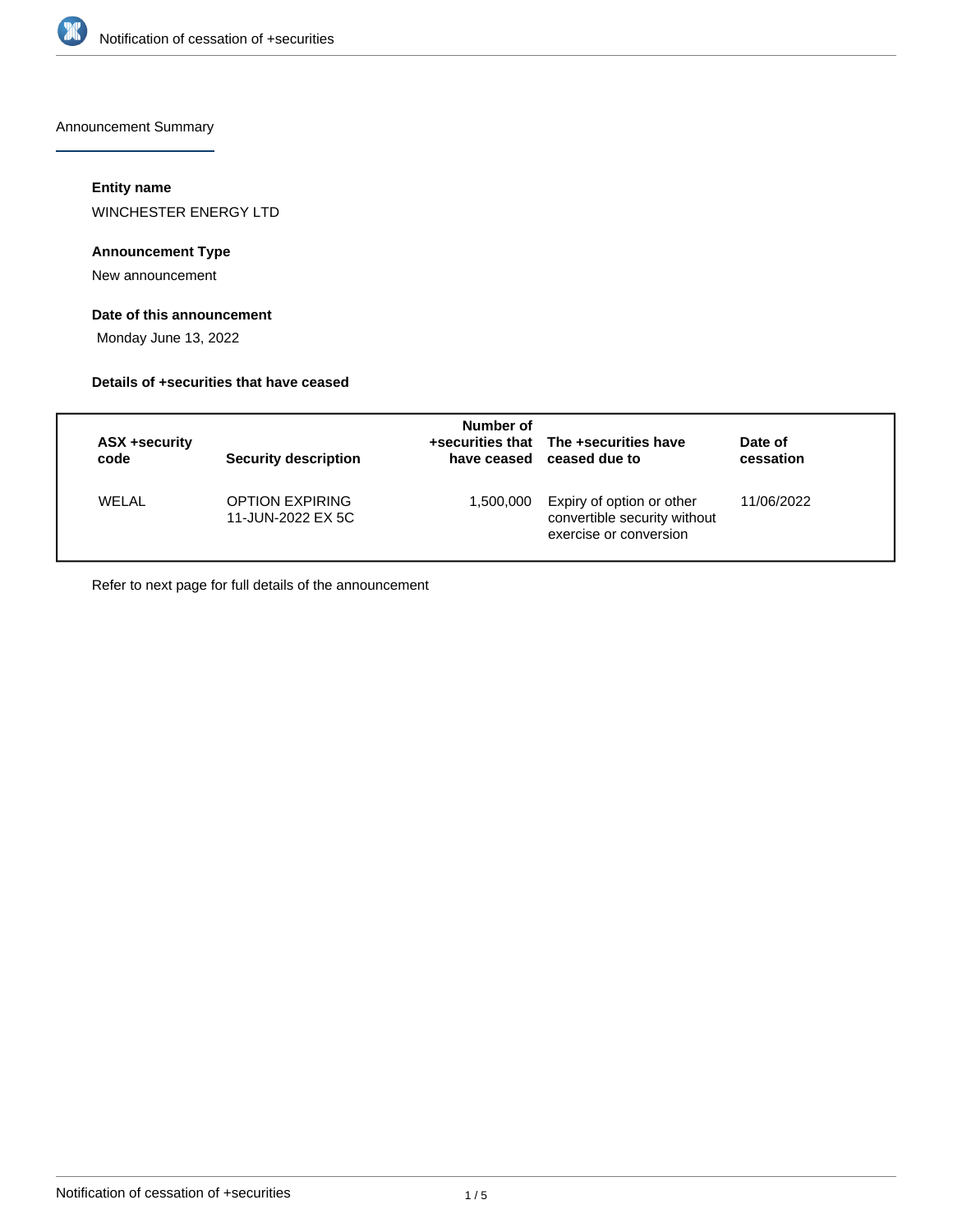Announcement Summary

#### Entity name

WINCHESTER ENERGY LTD

#### Announcement Type

New announcement

#### Date of this announcement

Monday June 13, 2022

#### Details of +securities that have ceased

| ASX +security code | Security description | Number of +securities that have ceased | The +securities have ceased due to | Date of cessation |
|---|---|---|---|---|
| WELAL | OPTION EXPIRING 11-JUN-2022 EX 5C | 1,500,000 | Expiry of option or other convertible security without exercise or conversion | 11/06/2022 |

Refer to next page for full details of the announcement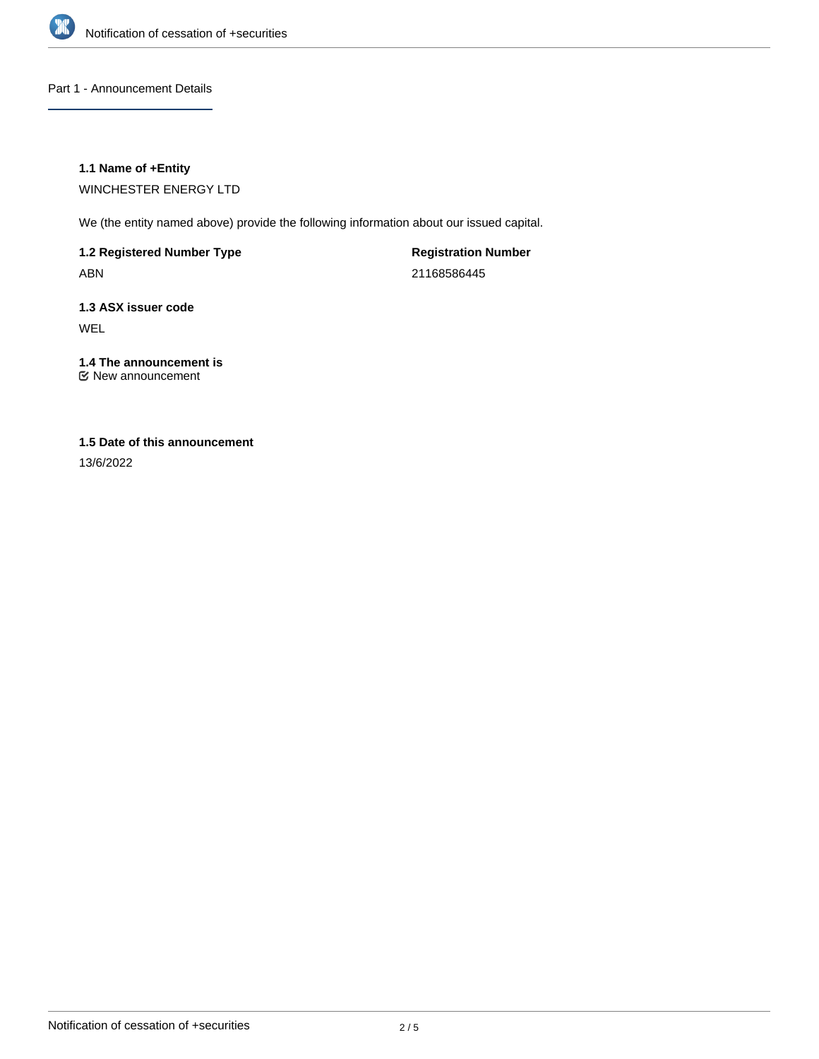## Part 1 - Announcement Details

### 1.1 Name of +Entity

WINCHESTER ENERGY LTD

We (the entity named above) provide the following information about our issued capital.

**1.2 Registered Number Type**

ABN

**Registration Number**

21168586445

**1.3 ASX issuer code**

WEL

**1.4 The announcement is**

☑ New announcement

**1.5 Date of this announcement**

13/6/2022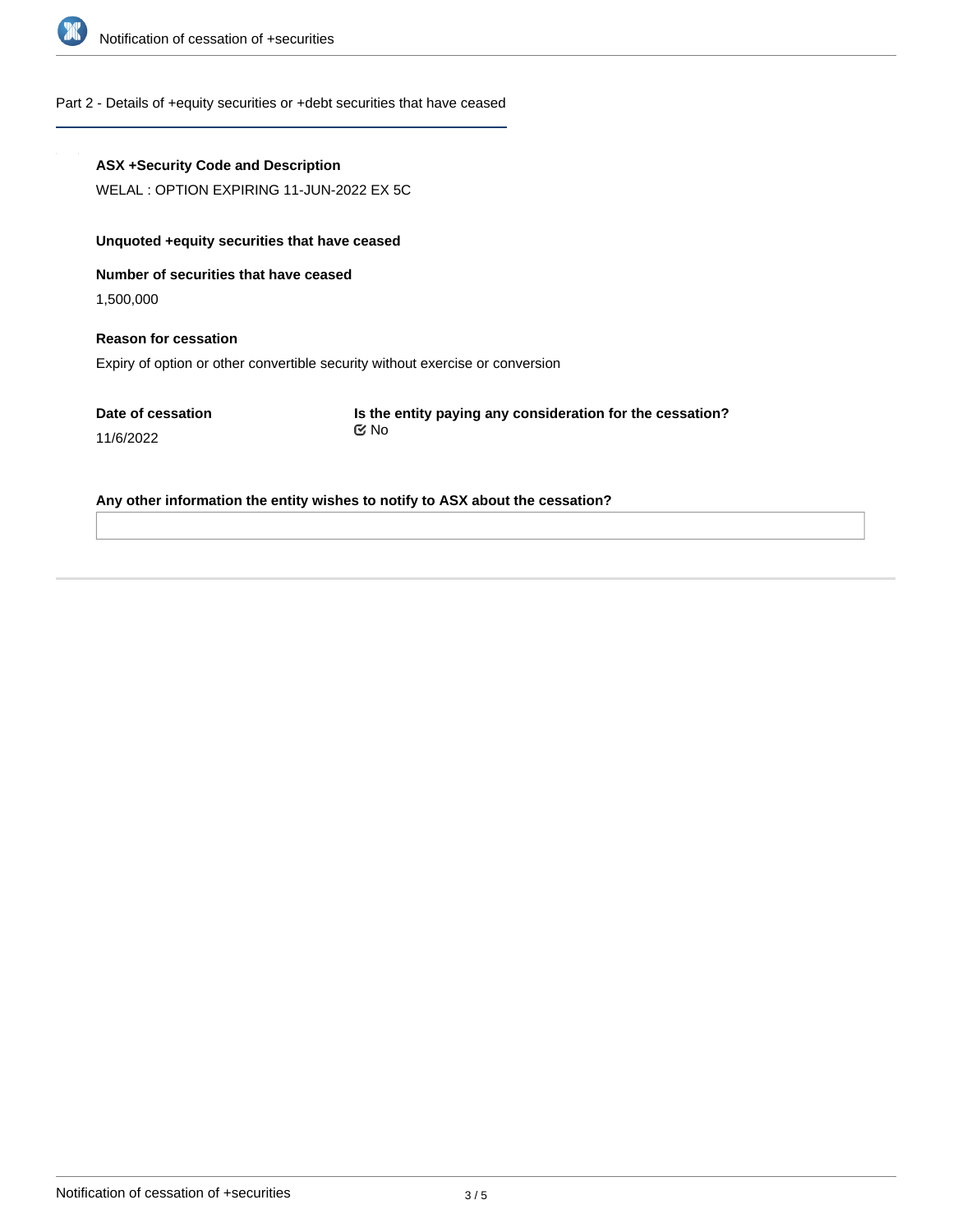## Part 2 - Details of +equity securities or +debt securities that have ceased

**ASX +Security Code and Description**

WELAL : OPTION EXPIRING 11-JUN-2022 EX 5C

**Unquoted +equity securities that have ceased**

**Number of securities that have ceased**

1,500,000

**Reason for cessation**

Expiry of option or other convertible security without exercise or conversion

**Date of cessation**

11/6/2022

**Is the entity paying any consideration for the cessation?**

No

**Any other information the entity wishes to notify to ASX about the cessation?**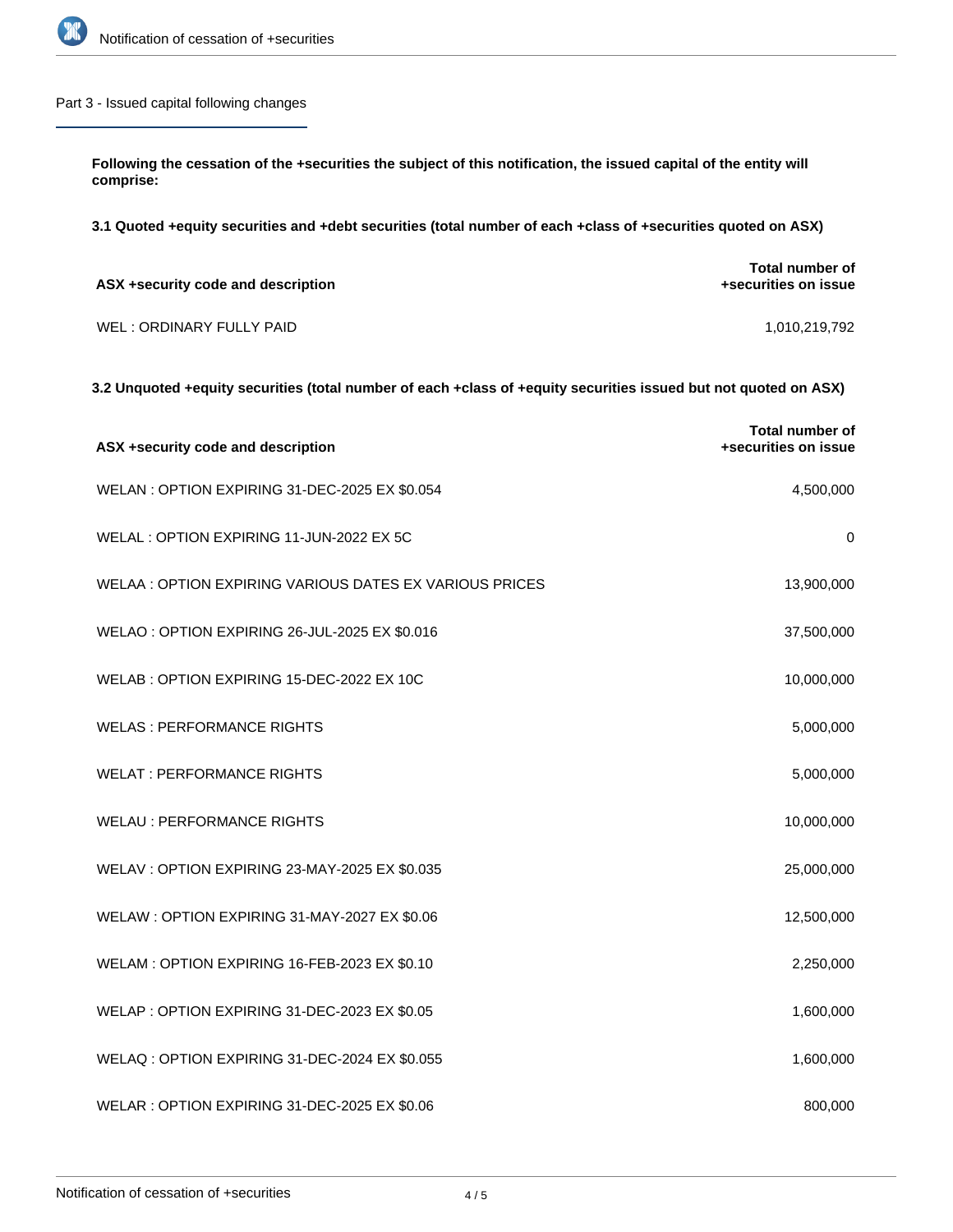## Part 3 - Issued capital following changes

**Following the cessation of the +securities the subject of this notification, the issued capital of the entity will comprise:**

**3.1 Quoted +equity securities and +debt securities (total number of each +class of +securities quoted on ASX)**

| ASX +security code and description | Total number of +securities on issue |
|---|---|
| WEL : ORDINARY FULLY PAID | 1,010,219,792 |

**3.2 Unquoted +equity securities (total number of each +class of +equity securities issued but not quoted on ASX)**

| ASX +security code and description | Total number of +securities on issue |
|---|---|
| WELAN : OPTION EXPIRING 31-DEC-2025 EX $0.054 | 4,500,000 |
| WELAL : OPTION EXPIRING 11-JUN-2022 EX 5C | 0 |
| WELAA : OPTION EXPIRING VARIOUS DATES EX VARIOUS PRICES | 13,900,000 |
| WELAO : OPTION EXPIRING 26-JUL-2025 EX $0.016 | 37,500,000 |
| WELAB : OPTION EXPIRING 15-DEC-2022 EX 10C | 10,000,000 |
| WELAS : PERFORMANCE RIGHTS | 5,000,000 |
| WELAT : PERFORMANCE RIGHTS | 5,000,000 |
| WELAU : PERFORMANCE RIGHTS | 10,000,000 |
| WELAV : OPTION EXPIRING 23-MAY-2025 EX $0.035 | 25,000,000 |
| WELAW : OPTION EXPIRING 31-MAY-2027 EX $0.06 | 12,500,000 |
| WELAM : OPTION EXPIRING 16-FEB-2023 EX $0.10 | 2,250,000 |
| WELAP : OPTION EXPIRING 31-DEC-2023 EX $0.05 | 1,600,000 |
| WELAQ : OPTION EXPIRING 31-DEC-2024 EX $0.055 | 1,600,000 |
| WELAR : OPTION EXPIRING 31-DEC-2025 EX $0.06 | 800,000 |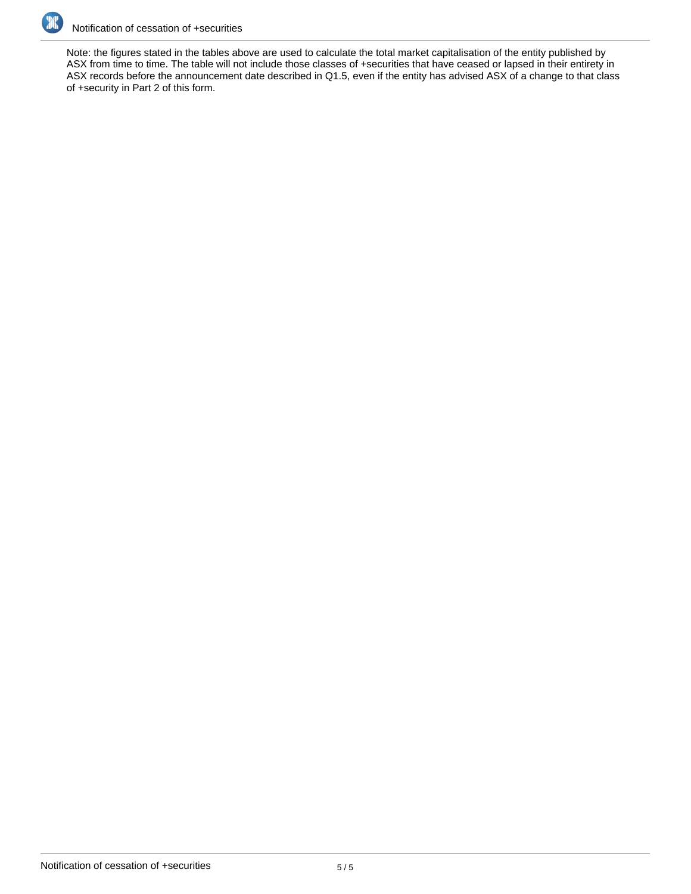Note: the figures stated in the tables above are used to calculate the total market capitalisation of the entity published by ASX from time to time. The table will not include those classes of +securities that have ceased or lapsed in their entirety in ASX records before the announcement date described in Q1.5, even if the entity has advised ASX of a change to that class of +security in Part 2 of this form.